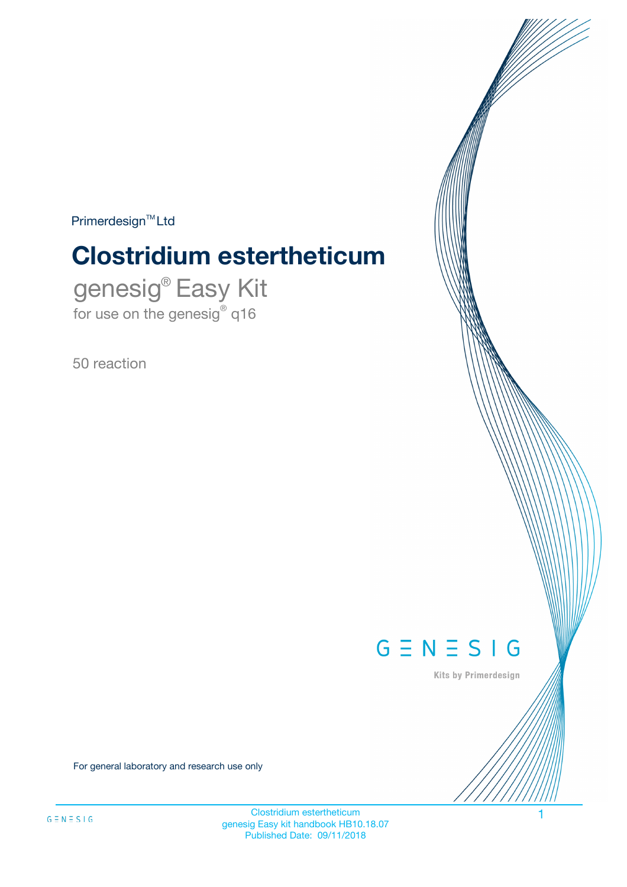Primerdesign™ Ltd

# Clostridium estertheticum

genesig® Easy Kit

for use on the genesig® q16

50 reaction

GENESIG

Kits by Primerdesign

For general laboratory and research use only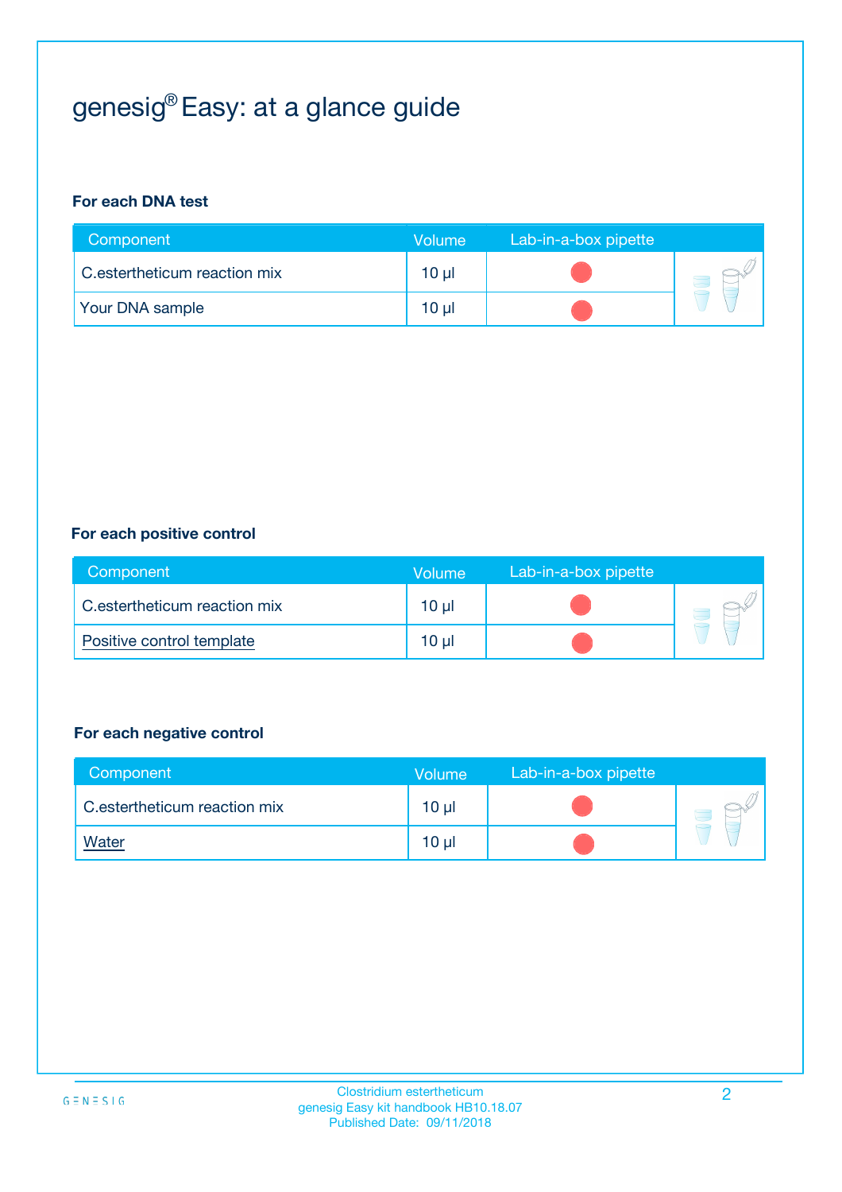# genesig® Easy: at a glance guide

**For each DNA test**

| Component | Volume | Lab-in-a-box pipette |
|---|---|---|
| C.esterthecium reaction mix | 10 µl | ● |
| Your DNA sample | 10 µl | ● |

**For each positive control**

| Component | Volume | Lab-in-a-box pipette |
|---|---|---|
| C.esterthecium reaction mix | 10 µl | ● |
| Positive control template | 10 µl | ● |

**For each negative control**

| Component | Volume | Lab-in-a-box pipette |
|---|---|---|
| C.esterthecium reaction mix | 10 µl | ● |
| Water | 10 µl | ● |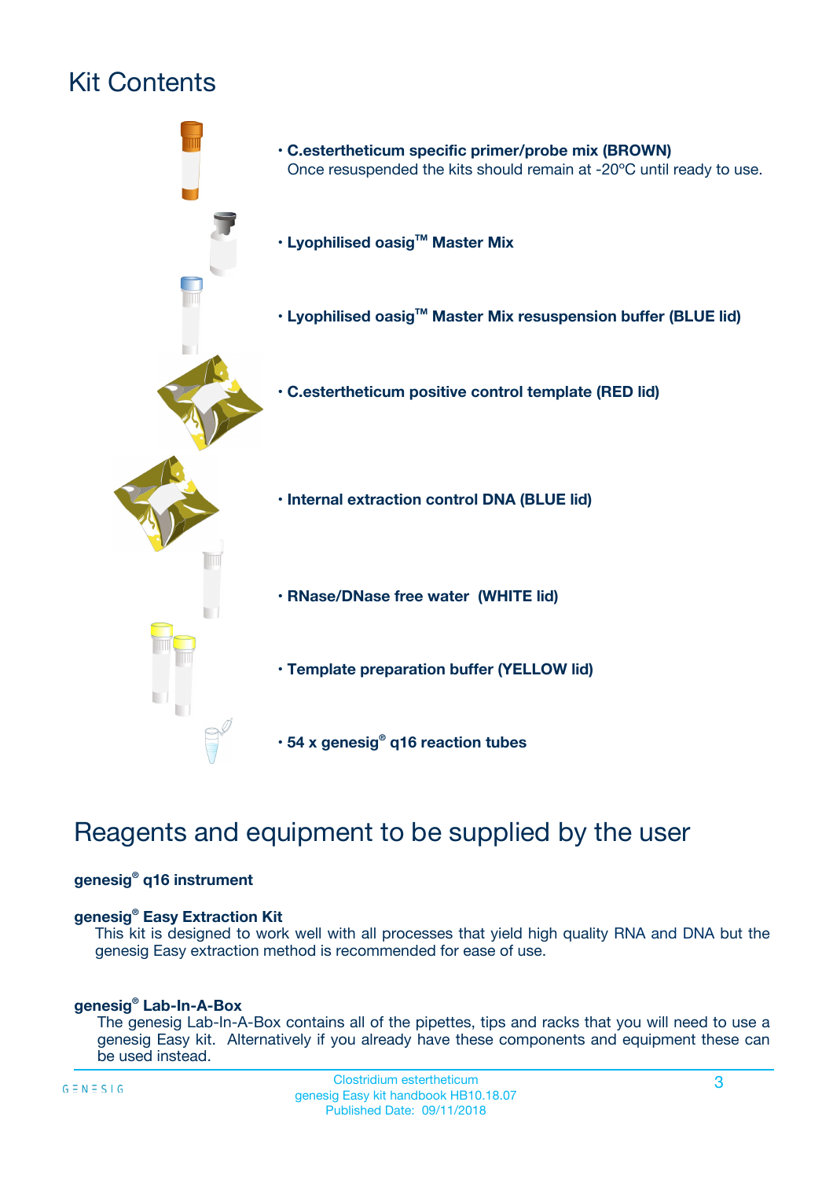# Kit Contents

- **C.estertheticum specific primer/probe mix (BROWN)**
  Once resuspended the kits should remain at -20ºC until ready to use.
- **Lyophilised oasig™ Master Mix**
- **Lyophilised oasig™ Master Mix resuspension buffer (BLUE lid)**
- **C.estertheticum positive control template (RED lid)**
- **Internal extraction control DNA (BLUE lid)**
- **RNase/DNase free water (WHITE lid)**
- **Template preparation buffer (YELLOW lid)**
- **54 x genesig® q16 reaction tubes**

# Reagents and equipment to be supplied by the user

**genesig® q16 instrument**

**genesig® Easy Extraction Kit**

This kit is designed to work well with all processes that yield high quality RNA and DNA but the genesig Easy extraction method is recommended for ease of use.

**genesig® Lab-In-A-Box**

The genesig Lab-In-A-Box contains all of the pipettes, tips and racks that you will need to use a genesig Easy kit. Alternatively if you already have these components and equipment these can be used instead.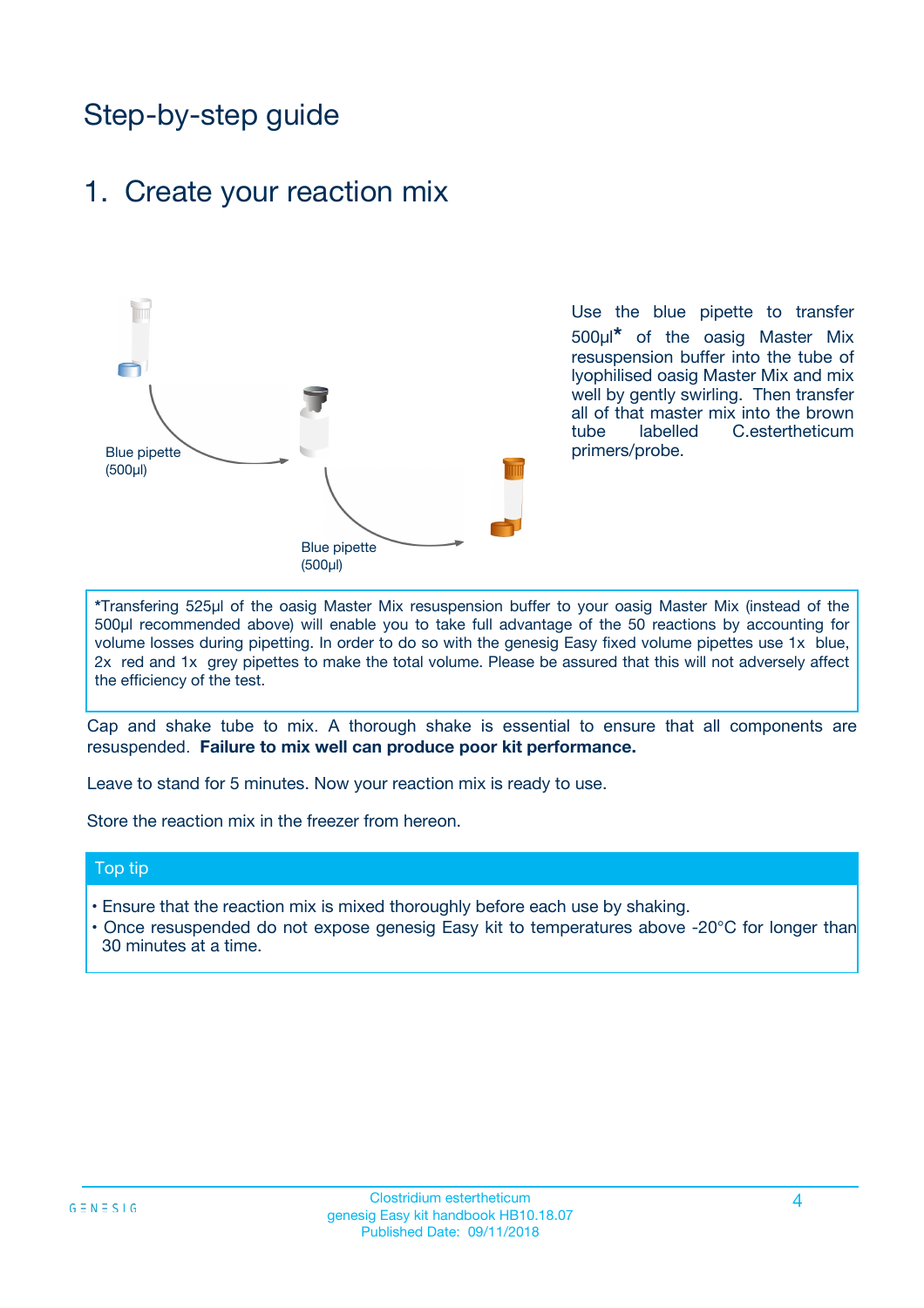# Step-by-step guide

## 1. Create your reaction mix

Blue pipette (500µl)

Blue pipette (500µl)

Use the blue pipette to transfer 500µl* of the oasig Master Mix resuspension buffer into the tube of lyophilised oasig Master Mix and mix well by gently swirling. Then transfer all of that master mix into the brown tube labelled C.esterthecticum primers/probe.

*Transfering 525µl of the oasig Master Mix resuspension buffer to your oasig Master Mix (instead of the 500µl recommended above) will enable you to take full advantage of the 50 reactions by accounting for volume losses during pipetting. In order to do so with the genesig Easy fixed volume pipettes use 1x blue, 2x red and 1x grey pipettes to make the total volume. Please be assured that this will not adversely affect the efficiency of the test.

Cap and shake tube to mix. A thorough shake is essential to ensure that all components are resuspended. **Failure to mix well can produce poor kit performance.**

Leave to stand for 5 minutes. Now your reaction mix is ready to use.

Store the reaction mix in the freezer from hereon.

### Top tip

- Ensure that the reaction mix is mixed thoroughly before each use by shaking.
- Once resuspended do not expose genesig Easy kit to temperatures above -20°C for longer than 30 minutes at a time.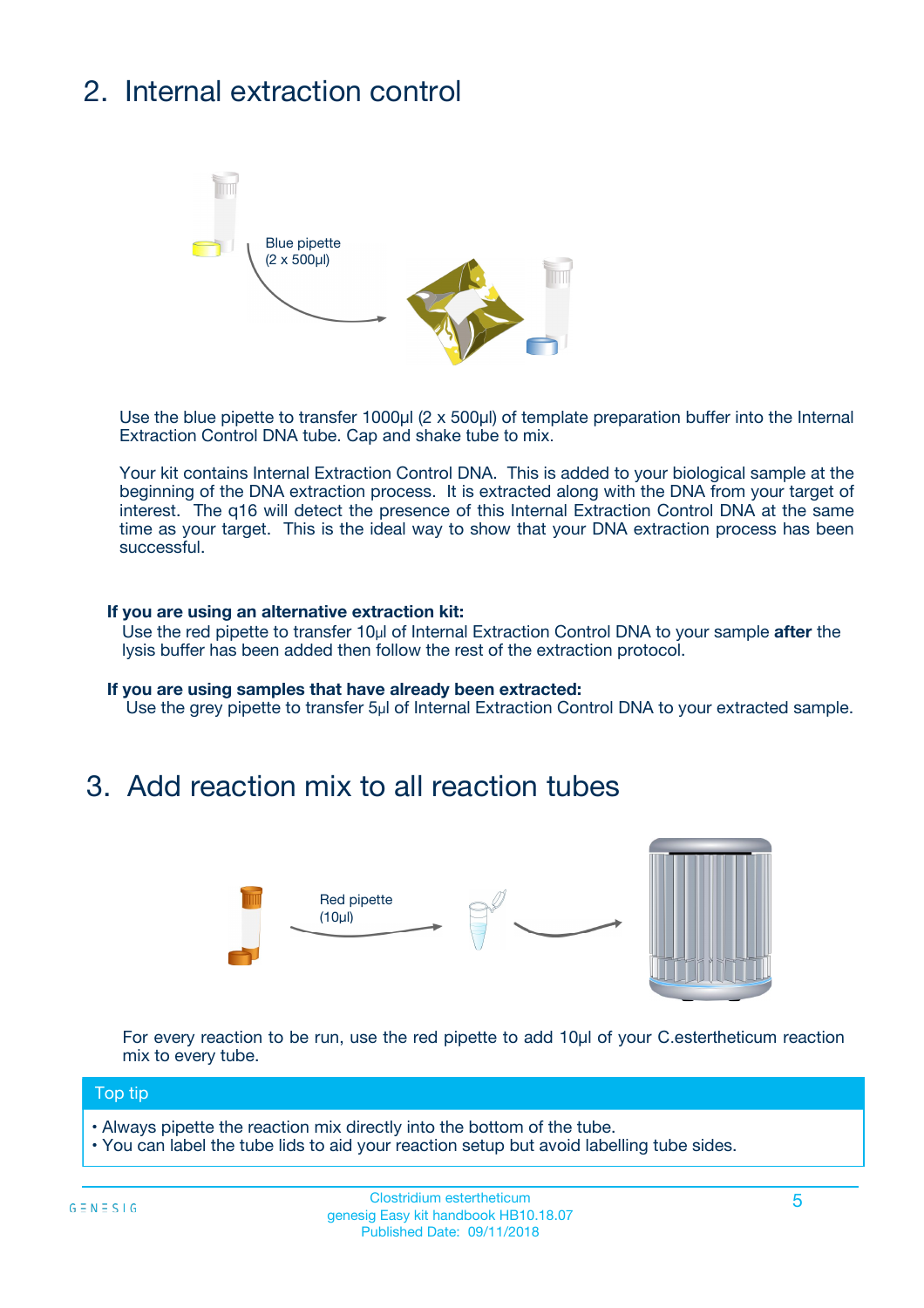## 2. Internal extraction control

Blue pipette
(2 x 500µl)

Use the blue pipette to transfer 1000µl (2 x 500µl) of template preparation buffer into the Internal Extraction Control DNA tube. Cap and shake tube to mix.

Your kit contains Internal Extraction Control DNA. This is added to your biological sample at the beginning of the DNA extraction process. It is extracted along with the DNA from your target of interest. The q16 will detect the presence of this Internal Extraction Control DNA at the same time as your target. This is the ideal way to show that your DNA extraction process has been successful.

**If you are using an alternative extraction kit:**
Use the red pipette to transfer 10µl of Internal Extraction Control DNA to your sample **after** the lysis buffer has been added then follow the rest of the extraction protocol.

**If you are using samples that have already been extracted:**
Use the grey pipette to transfer 5µl of Internal Extraction Control DNA to your extracted sample.

## 3. Add reaction mix to all reaction tubes

Red pipette
(10µl)

For every reaction to be run, use the red pipette to add 10µl of your C.estertheticum reaction mix to every tube.

**Top tip**

- Always pipette the reaction mix directly into the bottom of the tube.
- You can label the tube lids to aid your reaction setup but avoid labelling tube sides.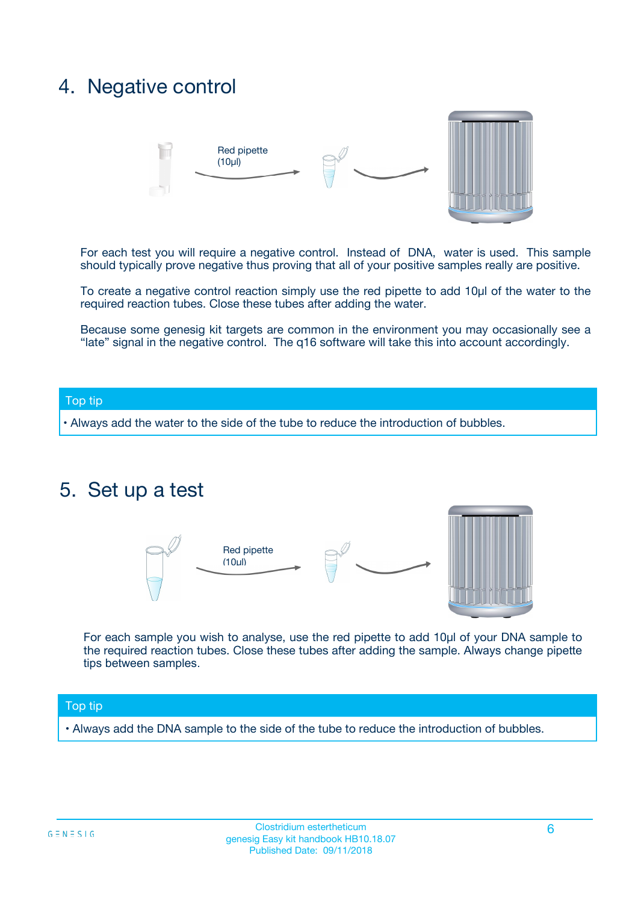## 4. Negative control

Red pipette (10µl)

For each test you will require a negative control. Instead of DNA, water is used. This sample should typically prove negative thus proving that all of your positive samples really are positive.

To create a negative control reaction simply use the red pipette to add 10µl of the water to the required reaction tubes. Close these tubes after adding the water.

Because some genesig kit targets are common in the environment you may occasionally see a "late" signal in the negative control. The q16 software will take this into account accordingly.

**Top tip**

- Always add the water to the side of the tube to reduce the introduction of bubbles.

## 5. Set up a test

Red pipette (10µl)

For each sample you wish to analyse, use the red pipette to add 10µl of your DNA sample to the required reaction tubes. Close these tubes after adding the sample. Always change pipette tips between samples.

**Top tip**

- Always add the DNA sample to the side of the tube to reduce the introduction of bubbles.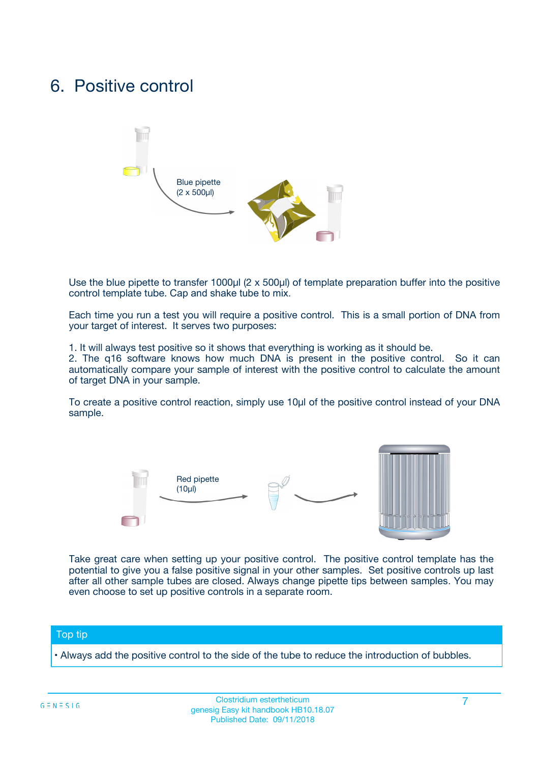# 6. Positive control

Blue pipette
(2 x 500µl)

Use the blue pipette to transfer 1000µl (2 x 500µl) of template preparation buffer into the positive control template tube. Cap and shake tube to mix.

Each time you run a test you will require a positive control. This is a small portion of DNA from your target of interest. It serves two purposes:

1. It will always test positive so it shows that everything is working as it should be.
2. The q16 software knows how much DNA is present in the positive control. So it can automatically compare your sample of interest with the positive control to calculate the amount of target DNA in your sample.

To create a positive control reaction, simply use 10µl of the positive control instead of your DNA sample.

Red pipette
(10µl)

Take great care when setting up your positive control. The positive control template has the potential to give you a false positive signal in your other samples. Set positive controls up last after all other sample tubes are closed. Always change pipette tips between samples. You may even choose to set up positive controls in a separate room.

**Top tip**

- Always add the positive control to the side of the tube to reduce the introduction of bubbles.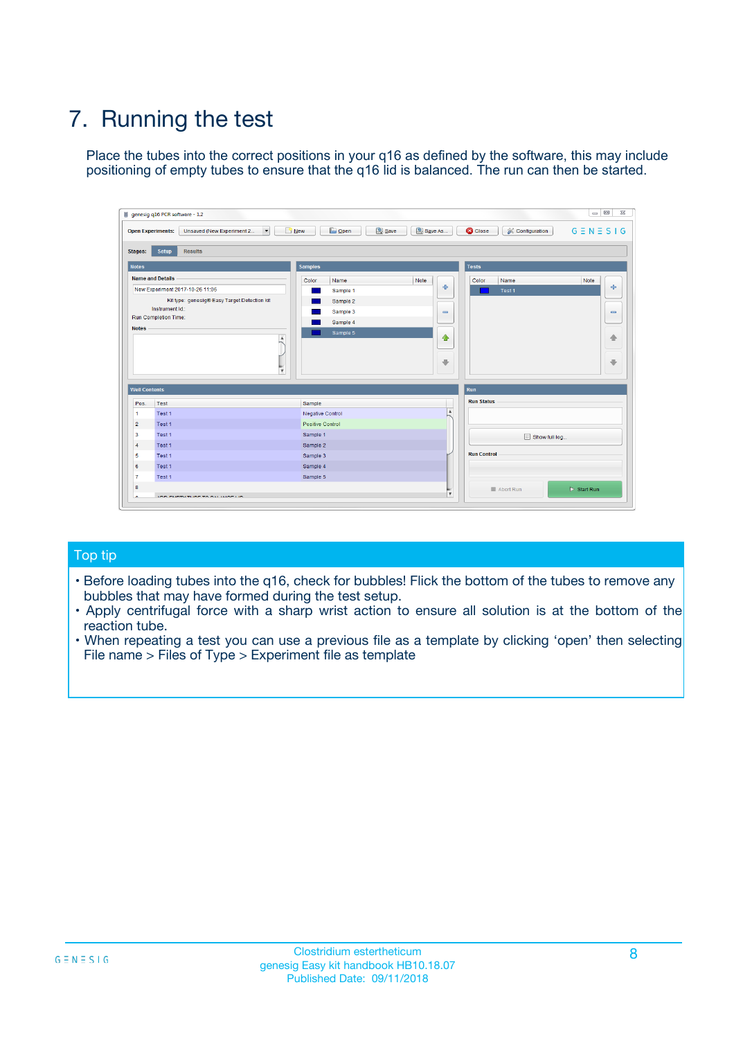# 7. Running the test

Place the tubes into the correct positions in your q16 as defined by the software, this may include positioning of empty tubes to ensure that the q16 lid is balanced. The run can then be started.

## Top tip

- Before loading tubes into the q16, check for bubbles! Flick the bottom of the tubes to remove any bubbles that may have formed during the test setup.
- Apply centrifugal force with a sharp wrist action to ensure all solution is at the bottom of the reaction tube.
- When repeating a test you can use a previous file as a template by clicking 'open' then selecting File name > Files of Type > Experiment file as template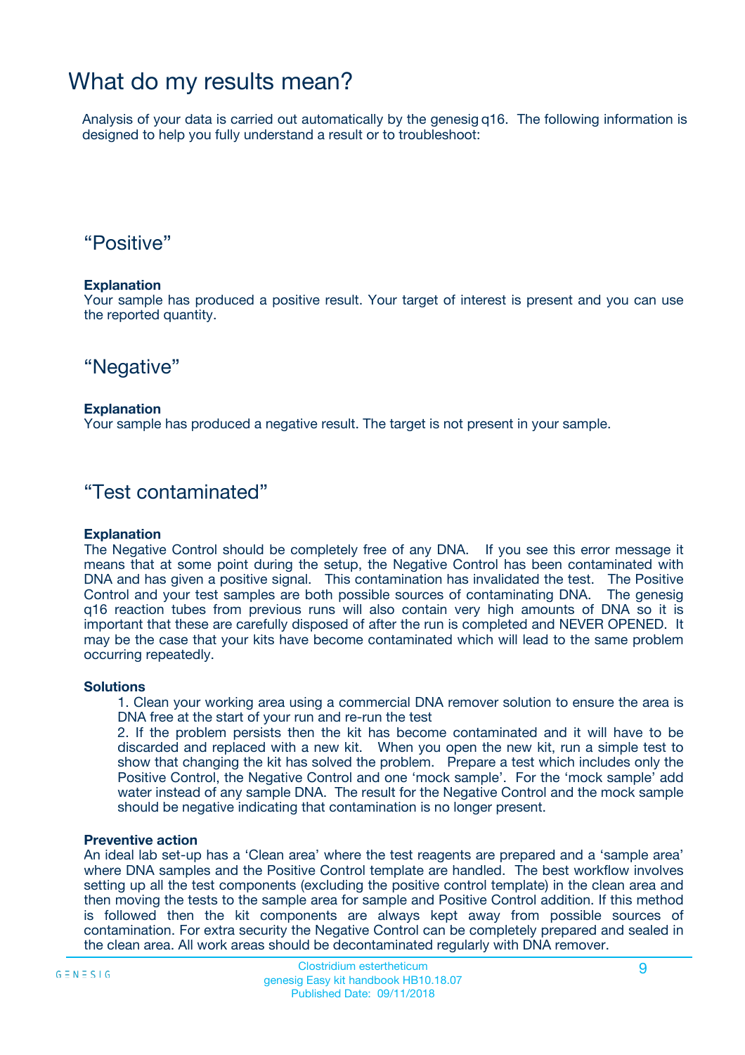# What do my results mean?

Analysis of your data is carried out automatically by the genesig q16. The following information is designed to help you fully understand a result or to troubleshoot:

## “Positive”

**Explanation**

Your sample has produced a positive result. Your target of interest is present and you can use the reported quantity.

## “Negative”

**Explanation**

Your sample has produced a negative result. The target is not present in your sample.

## “Test contaminated”

**Explanation**

The Negative Control should be completely free of any DNA. If you see this error message it means that at some point during the setup, the Negative Control has been contaminated with DNA and has given a positive signal. This contamination has invalidated the test. The Positive Control and your test samples are both possible sources of contaminating DNA. The genesig q16 reaction tubes from previous runs will also contain very high amounts of DNA so it is important that these are carefully disposed of after the run is completed and NEVER OPENED. It may be the case that your kits have become contaminated which will lead to the same problem occurring repeatedly.

**Solutions**

1. Clean your working area using a commercial DNA remover solution to ensure the area is DNA free at the start of your run and re-run the test
2. If the problem persists then the kit has become contaminated and it will have to be discarded and replaced with a new kit. When you open the new kit, run a simple test to show that changing the kit has solved the problem. Prepare a test which includes only the Positive Control, the Negative Control and one ‘mock sample’. For the ‘mock sample’ add water instead of any sample DNA. The result for the Negative Control and the mock sample should be negative indicating that contamination is no longer present.

**Preventive action**

An ideal lab set-up has a ‘Clean area’ where the test reagents are prepared and a ‘sample area’ where DNA samples and the Positive Control template are handled. The best workflow involves setting up all the test components (excluding the positive control template) in the clean area and then moving the tests to the sample area for sample and Positive Control addition. If this method is followed then the kit components are always kept away from possible sources of contamination. For extra security the Negative Control can be completely prepared and sealed in the clean area. All work areas should be decontaminated regularly with DNA remover.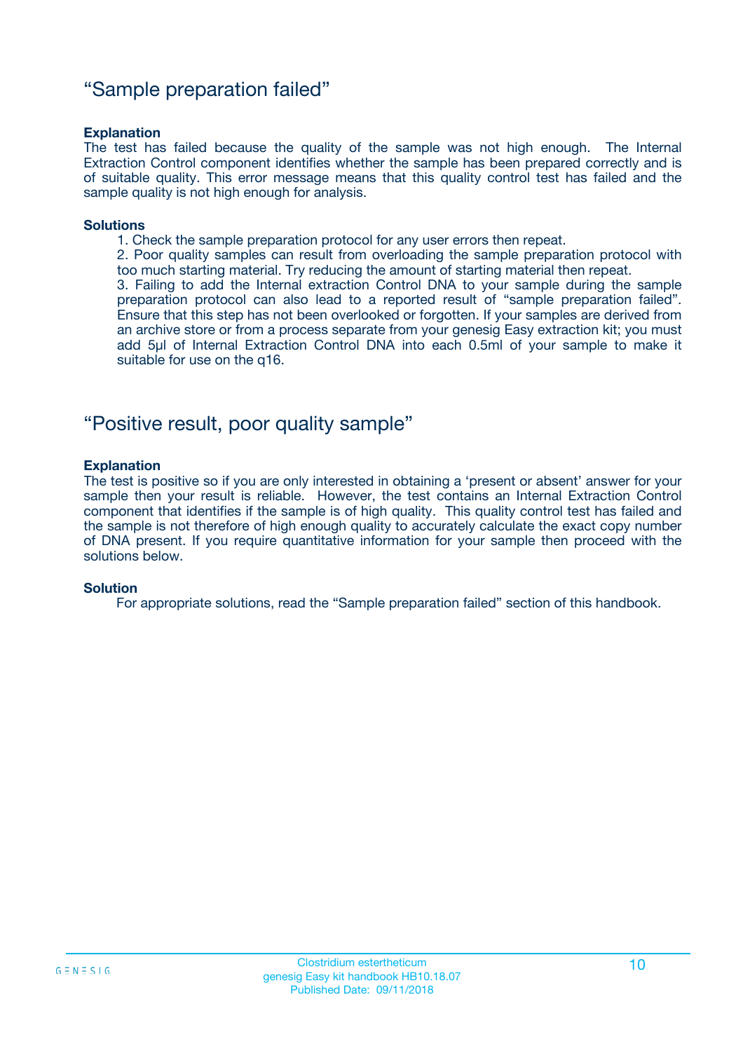## “Sample preparation failed”

**Explanation**

The test has failed because the quality of the sample was not high enough. The Internal Extraction Control component identifies whether the sample has been prepared correctly and is of suitable quality. This error message means that this quality control test has failed and the sample quality is not high enough for analysis.

**Solutions**

1. Check the sample preparation protocol for any user errors then repeat.
2. Poor quality samples can result from overloading the sample preparation protocol with too much starting material. Try reducing the amount of starting material then repeat.
3. Failing to add the Internal extraction Control DNA to your sample during the sample preparation protocol can also lead to a reported result of “sample preparation failed”. Ensure that this step has not been overlooked or forgotten. If your samples are derived from an archive store or from a process separate from your genesig Easy extraction kit; you must add 5µl of Internal Extraction Control DNA into each 0.5ml of your sample to make it suitable for use on the q16.

## “Positive result, poor quality sample”

**Explanation**

The test is positive so if you are only interested in obtaining a ‘present or absent’ answer for your sample then your result is reliable. However, the test contains an Internal Extraction Control component that identifies if the sample is of high quality. This quality control test has failed and the sample is not therefore of high enough quality to accurately calculate the exact copy number of DNA present. If you require quantitative information for your sample then proceed with the solutions below.

**Solution**

For appropriate solutions, read the “Sample preparation failed” section of this handbook.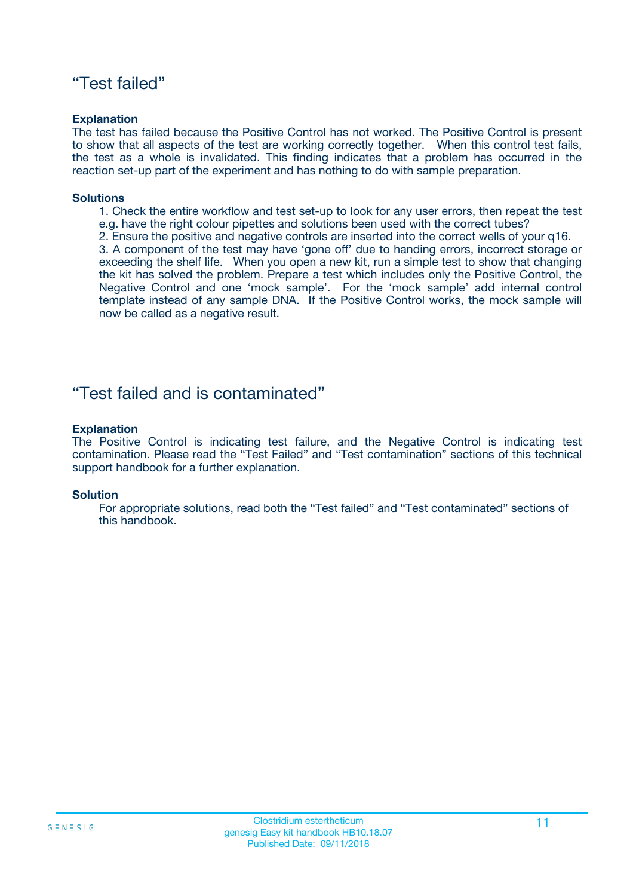## “Test failed”

**Explanation**
The test has failed because the Positive Control has not worked. The Positive Control is present to show that all aspects of the test are working correctly together. When this control test fails, the test as a whole is invalidated. This finding indicates that a problem has occurred in the reaction set-up part of the experiment and has nothing to do with sample preparation.

**Solutions**

1. Check the entire workflow and test set-up to look for any user errors, then repeat the test e.g. have the right colour pipettes and solutions been used with the correct tubes?
2. Ensure the positive and negative controls are inserted into the correct wells of your q16.
3. A component of the test may have ‘gone off’ due to handing errors, incorrect storage or exceeding the shelf life. When you open a new kit, run a simple test to show that changing the kit has solved the problem. Prepare a test which includes only the Positive Control, the Negative Control and one ‘mock sample’. For the ‘mock sample’ add internal control template instead of any sample DNA. If the Positive Control works, the mock sample will now be called as a negative result.

## “Test failed and is contaminated”

**Explanation**
The Positive Control is indicating test failure, and the Negative Control is indicating test contamination. Please read the “Test Failed” and “Test contamination” sections of this technical support handbook for a further explanation.

**Solution**
For appropriate solutions, read both the “Test failed” and “Test contaminated” sections of this handbook.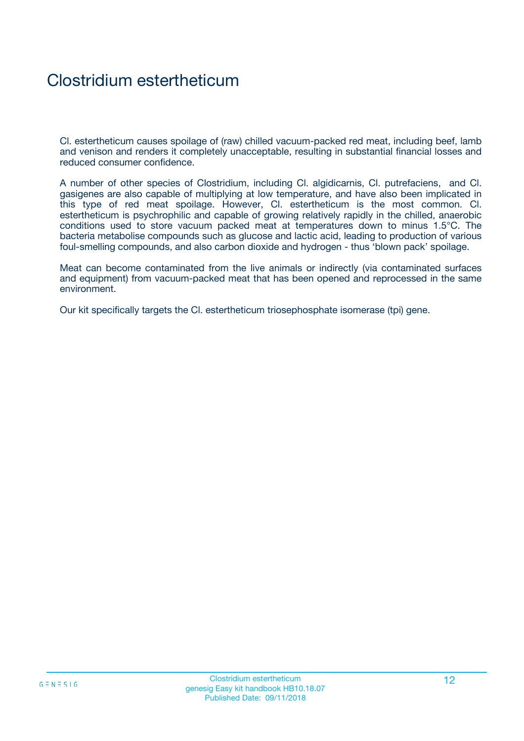# Clostridium estertheticum

Cl. estertheticum causes spoilage of (raw) chilled vacuum-packed red meat, including beef, lamb and venison and renders it completely unacceptable, resulting in substantial financial losses and reduced consumer confidence.

A number of other species of Clostridium, including Cl. algidicarnis, Cl. putrefaciens, and Cl. gasigenes are also capable of multiplying at low temperature, and have also been implicated in this type of red meat spoilage. However, Cl. estertheticum is the most common. Cl. estertheticum is psychrophilic and capable of growing relatively rapidly in the chilled, anaerobic conditions used to store vacuum packed meat at temperatures down to minus 1.5°C. The bacteria metabolise compounds such as glucose and lactic acid, leading to production of various foul-smelling compounds, and also carbon dioxide and hydrogen - thus 'blown pack' spoilage.

Meat can become contaminated from the live animals or indirectly (via contaminated surfaces and equipment) from vacuum-packed meat that has been opened and reprocessed in the same environment.

Our kit specifically targets the Cl. estertheticum triosephosphate isomerase (tpi) gene.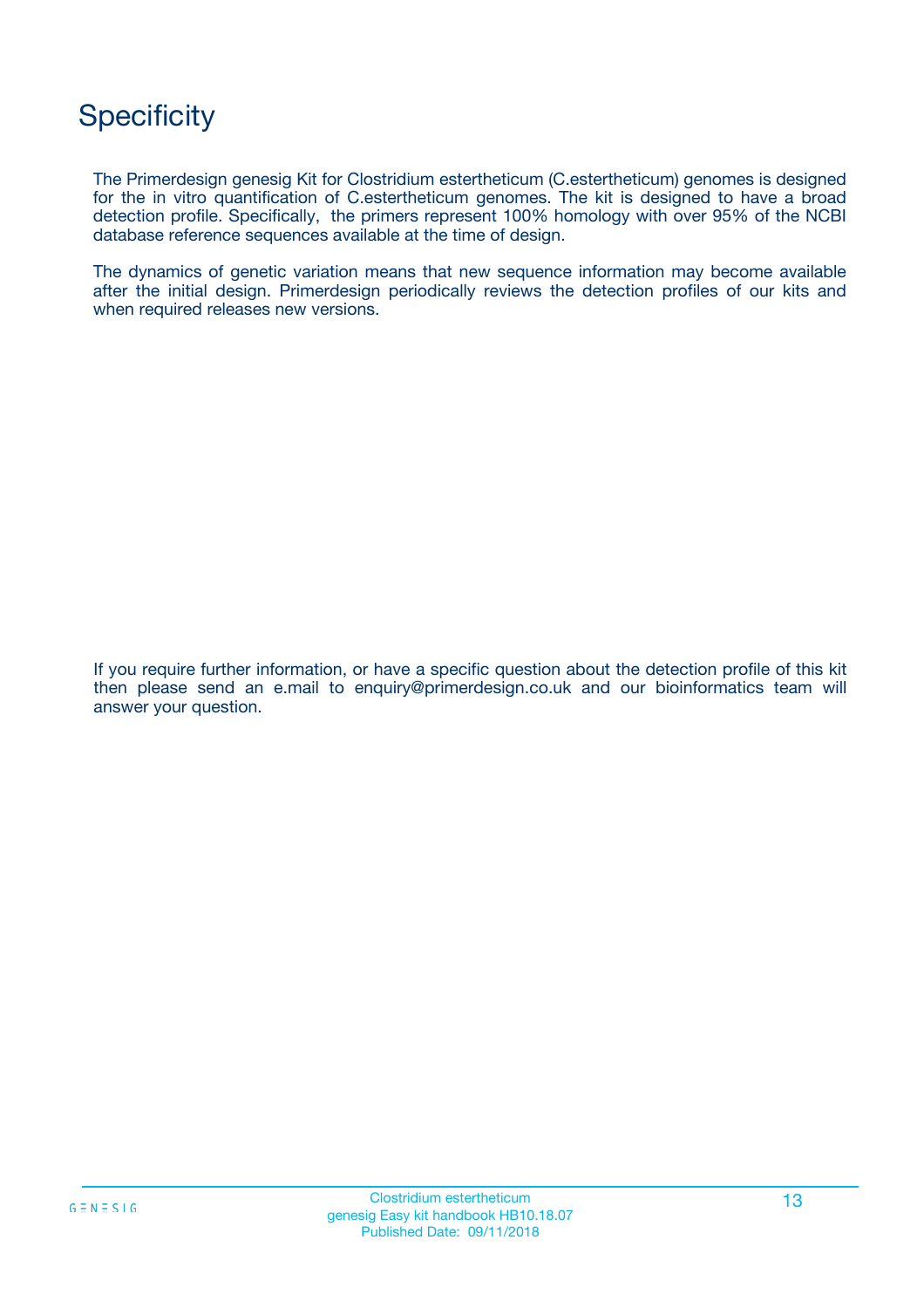# Specificity

The Primerdesign genesig Kit for Clostridium estertheticum (C.estertheticum) genomes is designed for the in vitro quantification of C.estertheticum genomes. The kit is designed to have a broad detection profile. Specifically, the primers represent 100% homology with over 95% of the NCBI database reference sequences available at the time of design.

The dynamics of genetic variation means that new sequence information may become available after the initial design. Primerdesign periodically reviews the detection profiles of our kits and when required releases new versions.

If you require further information, or have a specific question about the detection profile of this kit then please send an e.mail to enquiry@primerdesign.co.uk and our bioinformatics team will answer your question.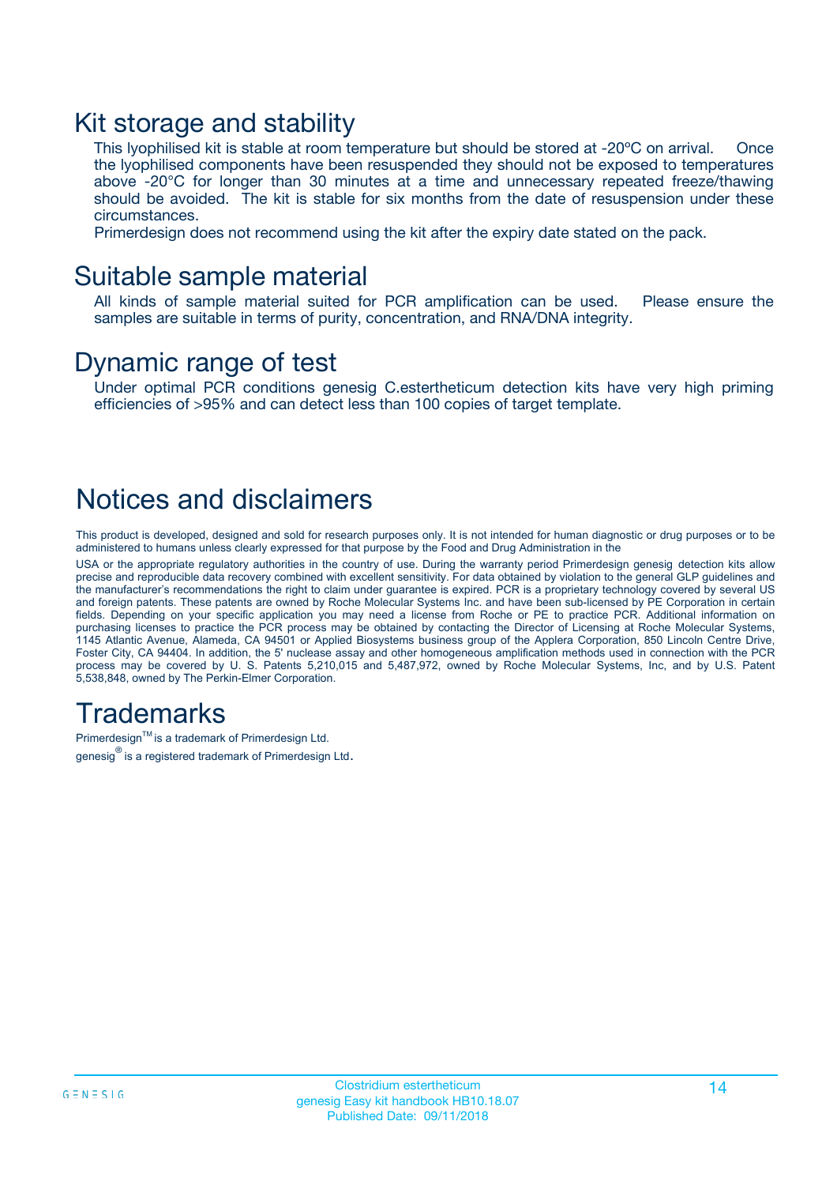# Kit storage and stability

This lyophilised kit is stable at room temperature but should be stored at -20ºC on arrival. Once the lyophilised components have been resuspended they should not be exposed to temperatures above -20°C for longer than 30 minutes at a time and unnecessary repeated freeze/thawing should be avoided. The kit is stable for six months from the date of resuspension under these circumstances.

Primerdesign does not recommend using the kit after the expiry date stated on the pack.

# Suitable sample material

All kinds of sample material suited for PCR amplification can be used. Please ensure the samples are suitable in terms of purity, concentration, and RNA/DNA integrity.

# Dynamic range of test

Under optimal PCR conditions genesig C.estertheticum detection kits have very high priming efficiencies of >95% and can detect less than 100 copies of target template.

# Notices and disclaimers

This product is developed, designed and sold for research purposes only. It is not intended for human diagnostic or drug purposes or to be administered to humans unless clearly expressed for that purpose by the Food and Drug Administration in the

USA or the appropriate regulatory authorities in the country of use. During the warranty period Primerdesign genesig detection kits allow precise and reproducible data recovery combined with excellent sensitivity. For data obtained by violation to the general GLP guidelines and the manufacturer's recommendations the right to claim under guarantee is expired. PCR is a proprietary technology covered by several US and foreign patents. These patents are owned by Roche Molecular Systems Inc. and have been sub-licensed by PE Corporation in certain fields. Depending on your specific application you may need a license from Roche or PE to practice PCR. Additional information on purchasing licenses to practice the PCR process may be obtained by contacting the Director of Licensing at Roche Molecular Systems, 1145 Atlantic Avenue, Alameda, CA 94501 or Applied Biosystems business group of the Applera Corporation, 850 Lincoln Centre Drive, Foster City, CA 94404. In addition, the 5' nuclease assay and other homogeneous amplification methods used in connection with the PCR process may be covered by U. S. Patents 5,210,015 and 5,487,972, owned by Roche Molecular Systems, Inc, and by U.S. Patent 5,538,848, owned by The Perkin-Elmer Corporation.

# Trademarks

Primerdesign™ is a trademark of Primerdesign Ltd.

genesig® is a registered trademark of Primerdesign Ltd.